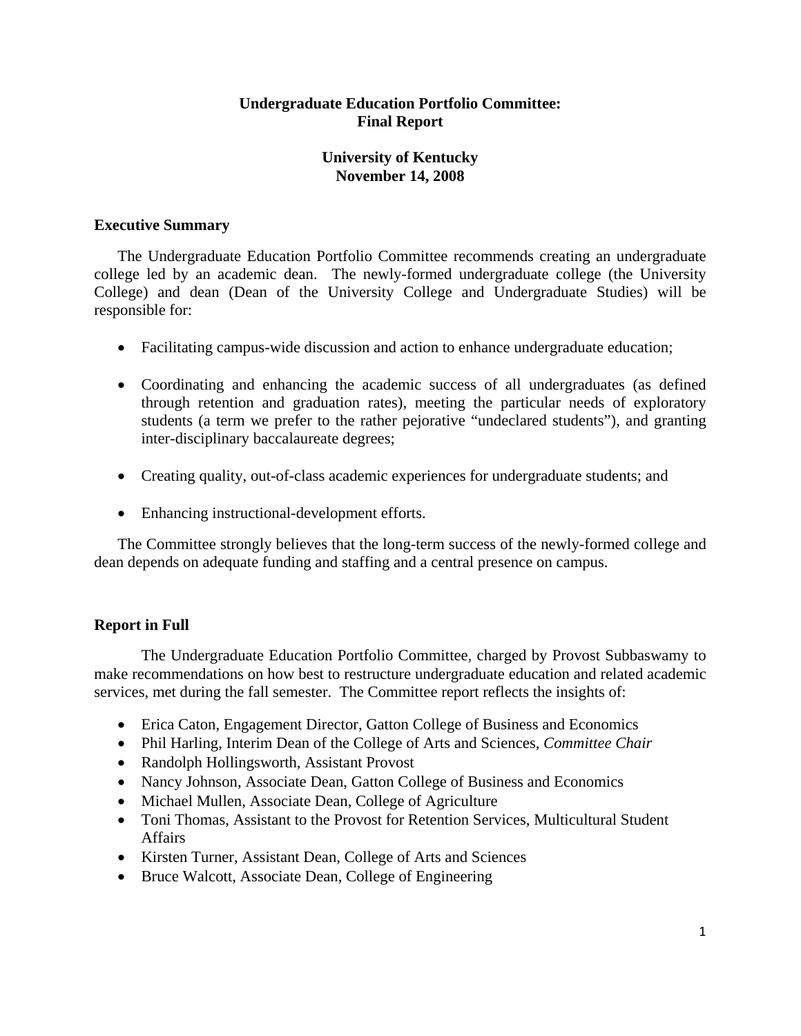# Undergraduate Education Portfolio Committee: Final Report

## University of Kentucky
## November 14, 2008

### Executive Summary

The Undergraduate Education Portfolio Committee recommends creating an undergraduate college led by an academic dean. The newly-formed undergraduate college (the University College) and dean (Dean of the University College and Undergraduate Studies) will be responsible for:

- Facilitating campus-wide discussion and action to enhance undergraduate education;
- Coordinating and enhancing the academic success of all undergraduates (as defined through retention and graduation rates), meeting the particular needs of exploratory students (a term we prefer to the rather pejorative "undeclared students"), and granting inter-disciplinary baccalaureate degrees;
- Creating quality, out-of-class academic experiences for undergraduate students; and
- Enhancing instructional-development efforts.

The Committee strongly believes that the long-term success of the newly-formed college and dean depends on adequate funding and staffing and a central presence on campus.

### Report in Full

The Undergraduate Education Portfolio Committee, charged by Provost Subbaswamy to make recommendations on how best to restructure undergraduate education and related academic services, met during the fall semester. The Committee report reflects the insights of:

- Erica Caton, Engagement Director, Gatton College of Business and Economics
- Phil Harling, Interim Dean of the College of Arts and Sciences, *Committee Chair*
- Randolph Hollingsworth, Assistant Provost
- Nancy Johnson, Associate Dean, Gatton College of Business and Economics
- Michael Mullen, Associate Dean, College of Agriculture
- Toni Thomas, Assistant to the Provost for Retention Services, Multicultural Student Affairs
- Kirsten Turner, Assistant Dean, College of Arts and Sciences
- Bruce Walcott, Associate Dean, College of Engineering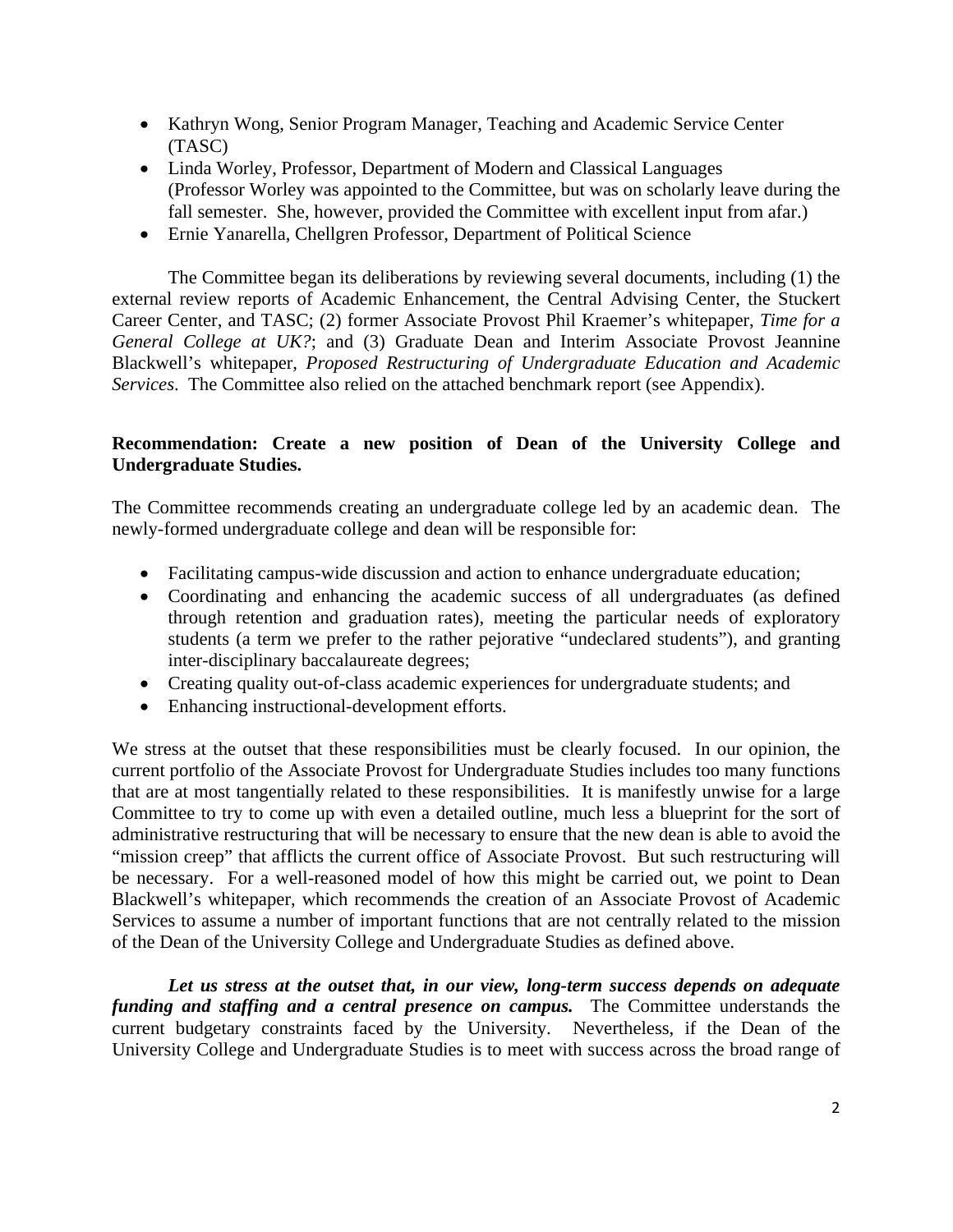- Kathryn Wong, Senior Program Manager, Teaching and Academic Service Center (TASC)
- Linda Worley, Professor, Department of Modern and Classical Languages (Professor Worley was appointed to the Committee, but was on scholarly leave during the fall semester. She, however, provided the Committee with excellent input from afar.)
- Ernie Yanarella, Chellgren Professor, Department of Political Science

The Committee began its deliberations by reviewing several documents, including (1) the external review reports of Academic Enhancement, the Central Advising Center, the Stuckert Career Center, and TASC; (2) former Associate Provost Phil Kraemer's whitepaper, *Time for a General College at UK?*; and (3) Graduate Dean and Interim Associate Provost Jeannine Blackwell's whitepaper, *Proposed Restructuring of Undergraduate Education and Academic Services*. The Committee also relied on the attached benchmark report (see Appendix).

**Recommendation: Create a new position of Dean of the University College and Undergraduate Studies.**

The Committee recommends creating an undergraduate college led by an academic dean. The newly-formed undergraduate college and dean will be responsible for:

- Facilitating campus-wide discussion and action to enhance undergraduate education;
- Coordinating and enhancing the academic success of all undergraduates (as defined through retention and graduation rates), meeting the particular needs of exploratory students (a term we prefer to the rather pejorative "undeclared students"), and granting inter-disciplinary baccalaureate degrees;
- Creating quality out-of-class academic experiences for undergraduate students; and
- Enhancing instructional-development efforts.

We stress at the outset that these responsibilities must be clearly focused. In our opinion, the current portfolio of the Associate Provost for Undergraduate Studies includes too many functions that are at most tangentially related to these responsibilities. It is manifestly unwise for a large Committee to try to come up with even a detailed outline, much less a blueprint for the sort of administrative restructuring that will be necessary to ensure that the new dean is able to avoid the "mission creep" that afflicts the current office of Associate Provost. But such restructuring will be necessary. For a well-reasoned model of how this might be carried out, we point to Dean Blackwell's whitepaper, which recommends the creation of an Associate Provost of Academic Services to assume a number of important functions that are not centrally related to the mission of the Dean of the University College and Undergraduate Studies as defined above.

***Let us stress at the outset that, in our view, long-term success depends on adequate funding and staffing and a central presence on campus.*** The Committee understands the current budgetary constraints faced by the University. Nevertheless, if the Dean of the University College and Undergraduate Studies is to meet with success across the broad range of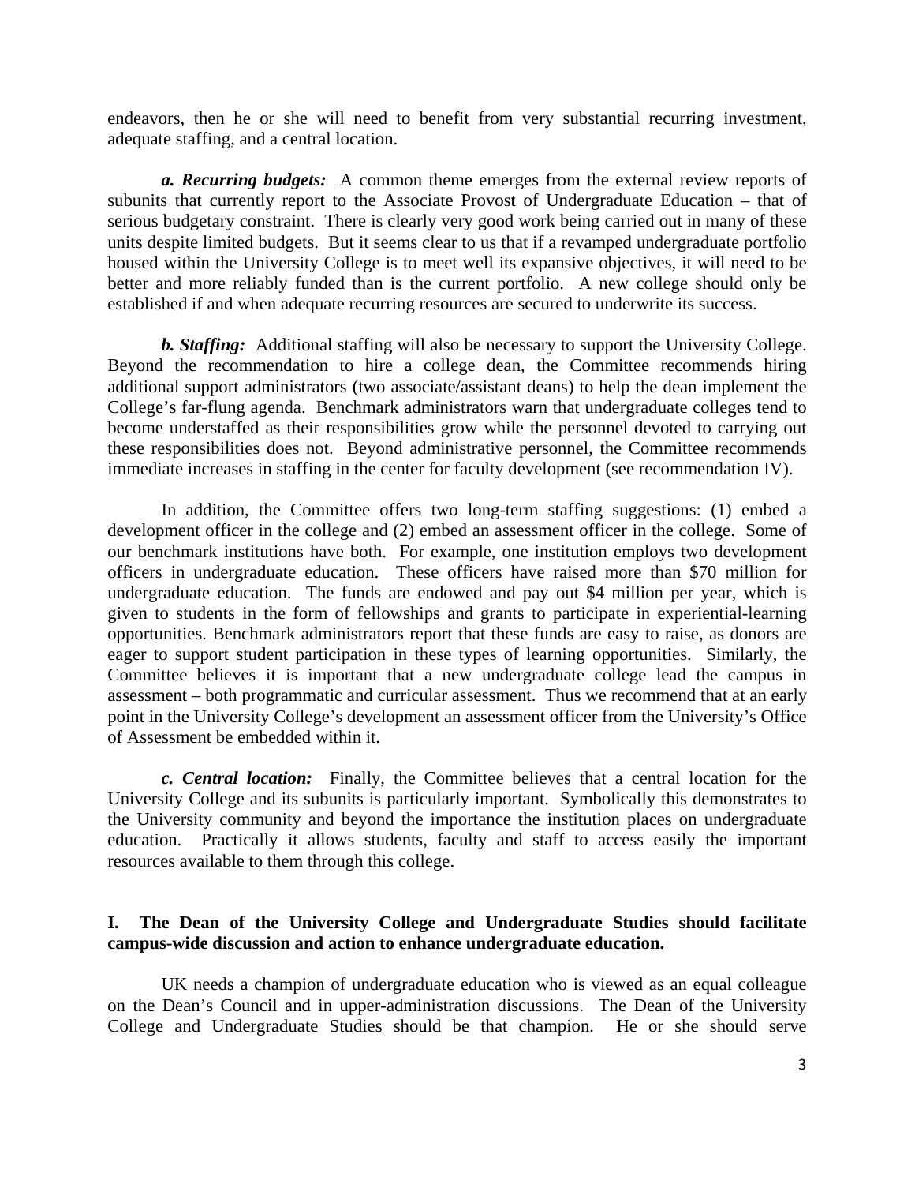endeavors, then he or she will need to benefit from very substantial recurring investment, adequate staffing, and a central location.

***a. Recurring budgets:*** A common theme emerges from the external review reports of subunits that currently report to the Associate Provost of Undergraduate Education – that of serious budgetary constraint. There is clearly very good work being carried out in many of these units despite limited budgets. But it seems clear to us that if a revamped undergraduate portfolio housed within the University College is to meet well its expansive objectives, it will need to be better and more reliably funded than is the current portfolio. A new college should only be established if and when adequate recurring resources are secured to underwrite its success.

***b. Staffing:*** Additional staffing will also be necessary to support the University College. Beyond the recommendation to hire a college dean, the Committee recommends hiring additional support administrators (two associate/assistant deans) to help the dean implement the College's far-flung agenda. Benchmark administrators warn that undergraduate colleges tend to become understaffed as their responsibilities grow while the personnel devoted to carrying out these responsibilities does not. Beyond administrative personnel, the Committee recommends immediate increases in staffing in the center for faculty development (see recommendation IV).

In addition, the Committee offers two long-term staffing suggestions: (1) embed a development officer in the college and (2) embed an assessment officer in the college. Some of our benchmark institutions have both. For example, one institution employs two development officers in undergraduate education. These officers have raised more than $70 million for undergraduate education. The funds are endowed and pay out $4 million per year, which is given to students in the form of fellowships and grants to participate in experiential-learning opportunities. Benchmark administrators report that these funds are easy to raise, as donors are eager to support student participation in these types of learning opportunities. Similarly, the Committee believes it is important that a new undergraduate college lead the campus in assessment – both programmatic and curricular assessment. Thus we recommend that at an early point in the University College's development an assessment officer from the University's Office of Assessment be embedded within it.

***c. Central location:*** Finally, the Committee believes that a central location for the University College and its subunits is particularly important. Symbolically this demonstrates to the University community and beyond the importance the institution places on undergraduate education. Practically it allows students, faculty and staff to access easily the important resources available to them through this college.

## I. The Dean of the University College and Undergraduate Studies should facilitate campus-wide discussion and action to enhance undergraduate education.

UK needs a champion of undergraduate education who is viewed as an equal colleague on the Dean's Council and in upper-administration discussions. The Dean of the University College and Undergraduate Studies should be that champion. He or she should serve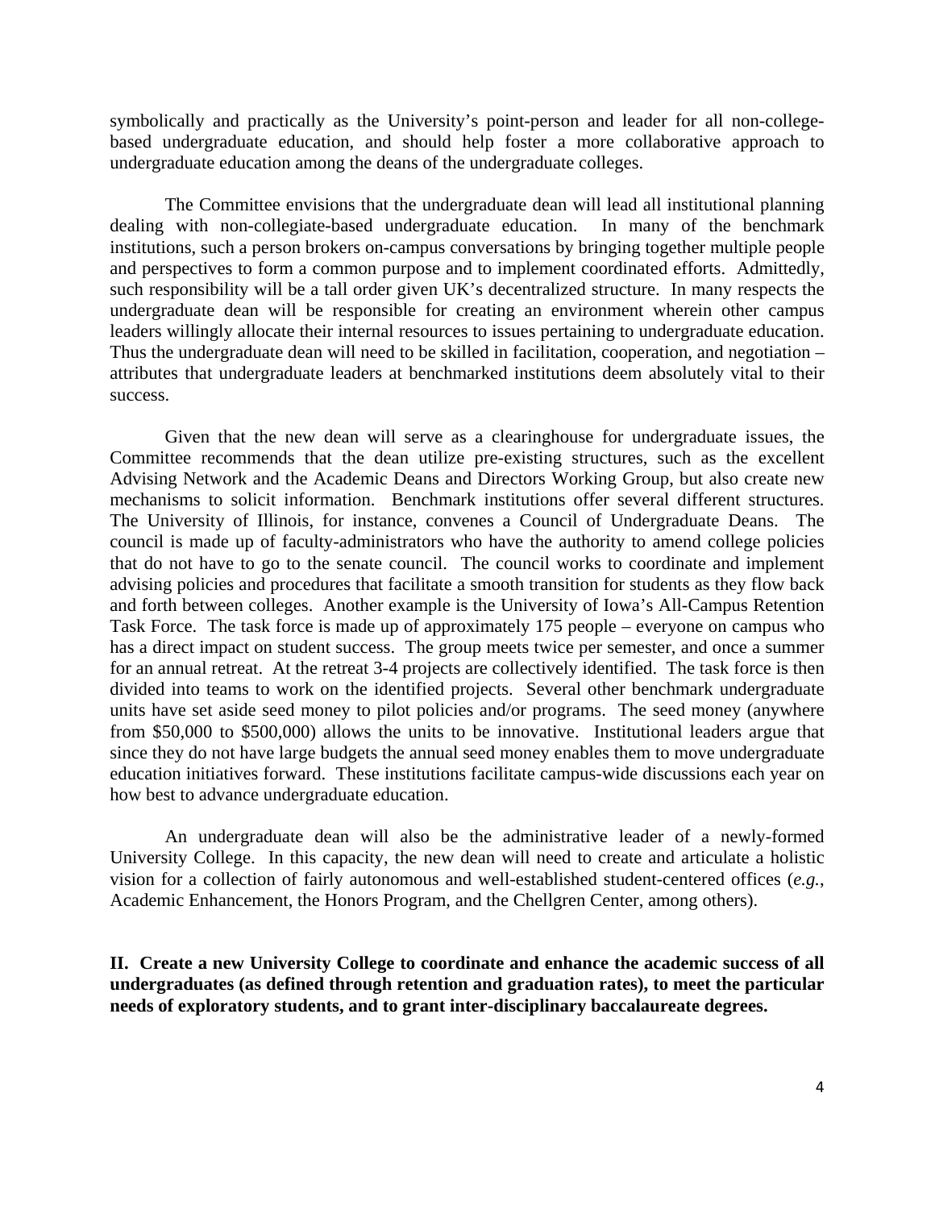symbolically and practically as the University's point-person and leader for all non-college-based undergraduate education, and should help foster a more collaborative approach to undergraduate education among the deans of the undergraduate colleges.

The Committee envisions that the undergraduate dean will lead all institutional planning dealing with non-collegiate-based undergraduate education. In many of the benchmark institutions, such a person brokers on-campus conversations by bringing together multiple people and perspectives to form a common purpose and to implement coordinated efforts. Admittedly, such responsibility will be a tall order given UK's decentralized structure. In many respects the undergraduate dean will be responsible for creating an environment wherein other campus leaders willingly allocate their internal resources to issues pertaining to undergraduate education. Thus the undergraduate dean will need to be skilled in facilitation, cooperation, and negotiation – attributes that undergraduate leaders at benchmarked institutions deem absolutely vital to their success.

Given that the new dean will serve as a clearinghouse for undergraduate issues, the Committee recommends that the dean utilize pre-existing structures, such as the excellent Advising Network and the Academic Deans and Directors Working Group, but also create new mechanisms to solicit information. Benchmark institutions offer several different structures. The University of Illinois, for instance, convenes a Council of Undergraduate Deans. The council is made up of faculty-administrators who have the authority to amend college policies that do not have to go to the senate council. The council works to coordinate and implement advising policies and procedures that facilitate a smooth transition for students as they flow back and forth between colleges. Another example is the University of Iowa's All-Campus Retention Task Force. The task force is made up of approximately 175 people – everyone on campus who has a direct impact on student success. The group meets twice per semester, and once a summer for an annual retreat. At the retreat 3-4 projects are collectively identified. The task force is then divided into teams to work on the identified projects. Several other benchmark undergraduate units have set aside seed money to pilot policies and/or programs. The seed money (anywhere from $50,000 to $500,000) allows the units to be innovative. Institutional leaders argue that since they do not have large budgets the annual seed money enables them to move undergraduate education initiatives forward. These institutions facilitate campus-wide discussions each year on how best to advance undergraduate education.

An undergraduate dean will also be the administrative leader of a newly-formed University College. In this capacity, the new dean will need to create and articulate a holistic vision for a collection of fairly autonomous and well-established student-centered offices (*e.g.*, Academic Enhancement, the Honors Program, and the Chellgren Center, among others).

**II. Create a new University College to coordinate and enhance the academic success of all undergraduates (as defined through retention and graduation rates), to meet the particular needs of exploratory students, and to grant inter-disciplinary baccalaureate degrees.**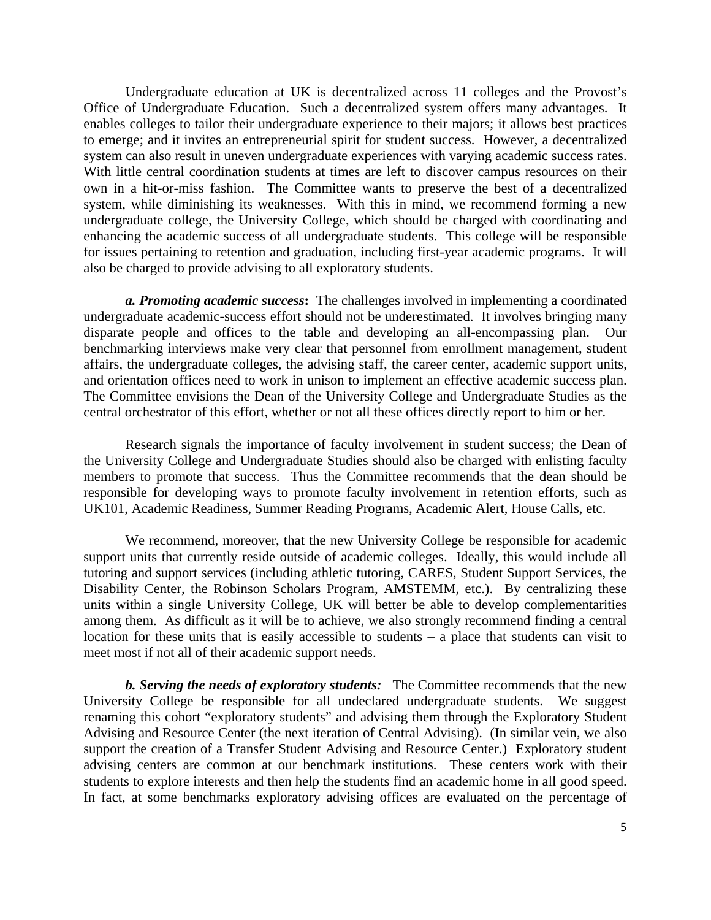Undergraduate education at UK is decentralized across 11 colleges and the Provost's Office of Undergraduate Education. Such a decentralized system offers many advantages. It enables colleges to tailor their undergraduate experience to their majors; it allows best practices to emerge; and it invites an entrepreneurial spirit for student success. However, a decentralized system can also result in uneven undergraduate experiences with varying academic success rates. With little central coordination students at times are left to discover campus resources on their own in a hit-or-miss fashion. The Committee wants to preserve the best of a decentralized system, while diminishing its weaknesses. With this in mind, we recommend forming a new undergraduate college, the University College, which should be charged with coordinating and enhancing the academic success of all undergraduate students. This college will be responsible for issues pertaining to retention and graduation, including first-year academic programs. It will also be charged to provide advising to all exploratory students.

***a. Promoting academic success*:** The challenges involved in implementing a coordinated undergraduate academic-success effort should not be underestimated. It involves bringing many disparate people and offices to the table and developing an all-encompassing plan. Our benchmarking interviews make very clear that personnel from enrollment management, student affairs, the undergraduate colleges, the advising staff, the career center, academic support units, and orientation offices need to work in unison to implement an effective academic success plan. The Committee envisions the Dean of the University College and Undergraduate Studies as the central orchestrator of this effort, whether or not all these offices directly report to him or her.

Research signals the importance of faculty involvement in student success; the Dean of the University College and Undergraduate Studies should also be charged with enlisting faculty members to promote that success. Thus the Committee recommends that the dean should be responsible for developing ways to promote faculty involvement in retention efforts, such as UK101, Academic Readiness, Summer Reading Programs, Academic Alert, House Calls, etc.

We recommend, moreover, that the new University College be responsible for academic support units that currently reside outside of academic colleges. Ideally, this would include all tutoring and support services (including athletic tutoring, CARES, Student Support Services, the Disability Center, the Robinson Scholars Program, AMSTEMM, etc.). By centralizing these units within a single University College, UK will better be able to develop complementarities among them. As difficult as it will be to achieve, we also strongly recommend finding a central location for these units that is easily accessible to students – a place that students can visit to meet most if not all of their academic support needs.

***b. Serving the needs of exploratory students:*** The Committee recommends that the new University College be responsible for all undeclared undergraduate students. We suggest renaming this cohort "exploratory students" and advising them through the Exploratory Student Advising and Resource Center (the next iteration of Central Advising). (In similar vein, we also support the creation of a Transfer Student Advising and Resource Center.) Exploratory student advising centers are common at our benchmark institutions. These centers work with their students to explore interests and then help the students find an academic home in all good speed. In fact, at some benchmarks exploratory advising offices are evaluated on the percentage of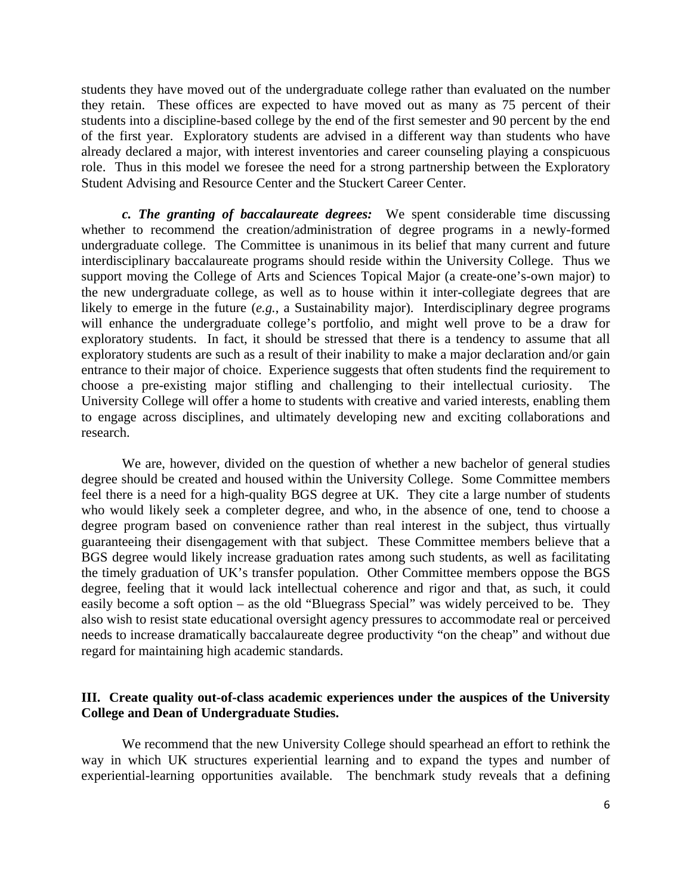students they have moved out of the undergraduate college rather than evaluated on the number they retain. These offices are expected to have moved out as many as 75 percent of their students into a discipline-based college by the end of the first semester and 90 percent by the end of the first year. Exploratory students are advised in a different way than students who have already declared a major, with interest inventories and career counseling playing a conspicuous role. Thus in this model we foresee the need for a strong partnership between the Exploratory Student Advising and Resource Center and the Stuckert Career Center.

***c. The granting of baccalaureate degrees:*** We spent considerable time discussing whether to recommend the creation/administration of degree programs in a newly-formed undergraduate college. The Committee is unanimous in its belief that many current and future interdisciplinary baccalaureate programs should reside within the University College. Thus we support moving the College of Arts and Sciences Topical Major (a create-one's-own major) to the new undergraduate college, as well as to house within it inter-collegiate degrees that are likely to emerge in the future (*e.g.*, a Sustainability major). Interdisciplinary degree programs will enhance the undergraduate college's portfolio, and might well prove to be a draw for exploratory students. In fact, it should be stressed that there is a tendency to assume that all exploratory students are such as a result of their inability to make a major declaration and/or gain entrance to their major of choice. Experience suggests that often students find the requirement to choose a pre-existing major stifling and challenging to their intellectual curiosity. The University College will offer a home to students with creative and varied interests, enabling them to engage across disciplines, and ultimately developing new and exciting collaborations and research.

We are, however, divided on the question of whether a new bachelor of general studies degree should be created and housed within the University College. Some Committee members feel there is a need for a high-quality BGS degree at UK. They cite a large number of students who would likely seek a completer degree, and who, in the absence of one, tend to choose a degree program based on convenience rather than real interest in the subject, thus virtually guaranteeing their disengagement with that subject. These Committee members believe that a BGS degree would likely increase graduation rates among such students, as well as facilitating the timely graduation of UK's transfer population. Other Committee members oppose the BGS degree, feeling that it would lack intellectual coherence and rigor and that, as such, it could easily become a soft option – as the old "Bluegrass Special" was widely perceived to be. They also wish to resist state educational oversight agency pressures to accommodate real or perceived needs to increase dramatically baccalaureate degree productivity "on the cheap" and without due regard for maintaining high academic standards.

## III. Create quality out-of-class academic experiences under the auspices of the University College and Dean of Undergraduate Studies.

We recommend that the new University College should spearhead an effort to rethink the way in which UK structures experiential learning and to expand the types and number of experiential-learning opportunities available. The benchmark study reveals that a defining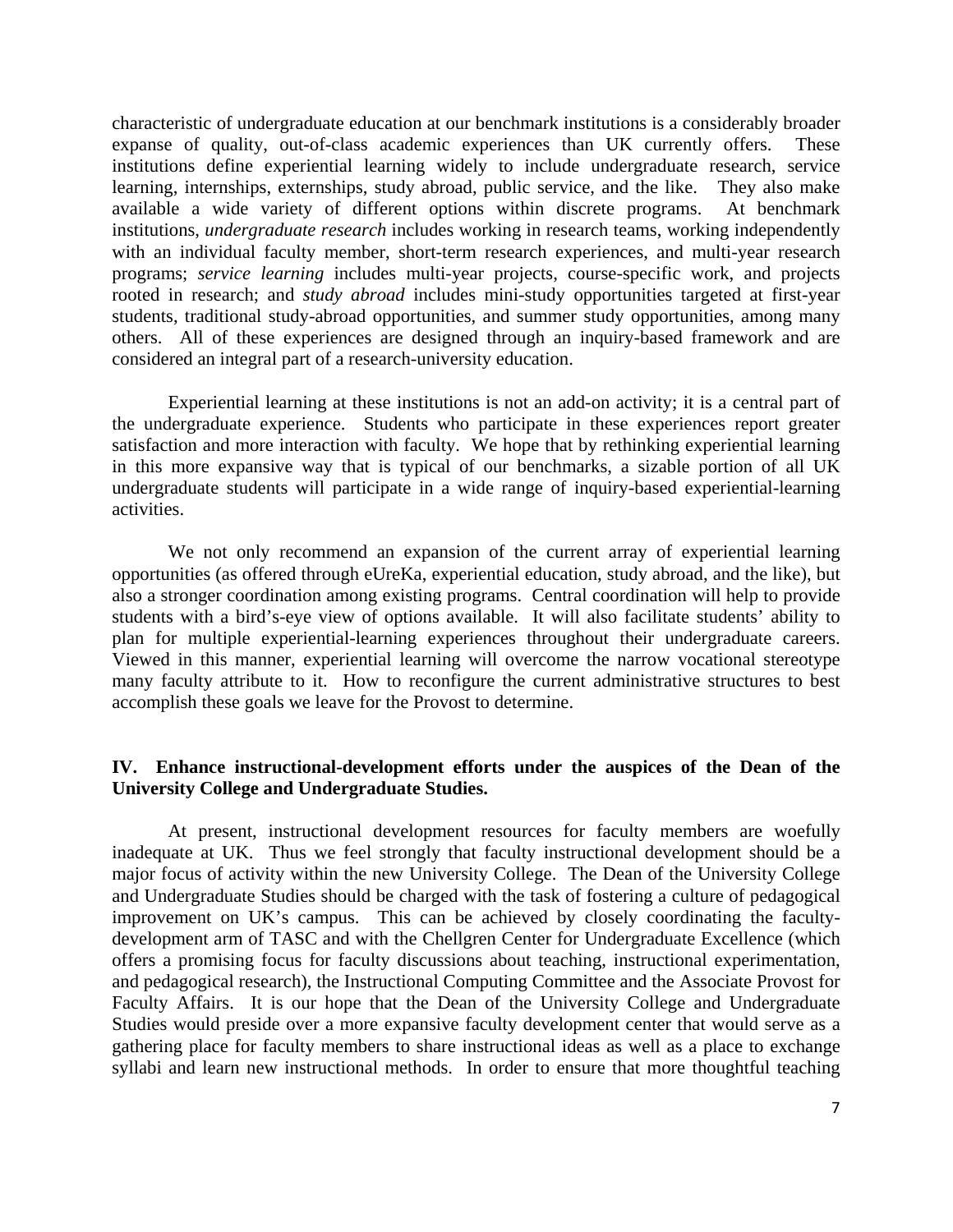characteristic of undergraduate education at our benchmark institutions is a considerably broader expanse of quality, out-of-class academic experiences than UK currently offers. These institutions define experiential learning widely to include undergraduate research, service learning, internships, externships, study abroad, public service, and the like. They also make available a wide variety of different options within discrete programs. At benchmark institutions, *undergraduate research* includes working in research teams, working independently with an individual faculty member, short-term research experiences, and multi-year research programs; *service learning* includes multi-year projects, course-specific work, and projects rooted in research; and *study abroad* includes mini-study opportunities targeted at first-year students, traditional study-abroad opportunities, and summer study opportunities, among many others. All of these experiences are designed through an inquiry-based framework and are considered an integral part of a research-university education.

Experiential learning at these institutions is not an add-on activity; it is a central part of the undergraduate experience. Students who participate in these experiences report greater satisfaction and more interaction with faculty. We hope that by rethinking experiential learning in this more expansive way that is typical of our benchmarks, a sizable portion of all UK undergraduate students will participate in a wide range of inquiry-based experiential-learning activities.

We not only recommend an expansion of the current array of experiential learning opportunities (as offered through eUreKa, experiential education, study abroad, and the like), but also a stronger coordination among existing programs. Central coordination will help to provide students with a bird's-eye view of options available. It will also facilitate students' ability to plan for multiple experiential-learning experiences throughout their undergraduate careers. Viewed in this manner, experiential learning will overcome the narrow vocational stereotype many faculty attribute to it. How to reconfigure the current administrative structures to best accomplish these goals we leave for the Provost to determine.

## IV. Enhance instructional-development efforts under the auspices of the Dean of the University College and Undergraduate Studies.

At present, instructional development resources for faculty members are woefully inadequate at UK. Thus we feel strongly that faculty instructional development should be a major focus of activity within the new University College. The Dean of the University College and Undergraduate Studies should be charged with the task of fostering a culture of pedagogical improvement on UK's campus. This can be achieved by closely coordinating the faculty-development arm of TASC and with the Chellgren Center for Undergraduate Excellence (which offers a promising focus for faculty discussions about teaching, instructional experimentation, and pedagogical research), the Instructional Computing Committee and the Associate Provost for Faculty Affairs. It is our hope that the Dean of the University College and Undergraduate Studies would preside over a more expansive faculty development center that would serve as a gathering place for faculty members to share instructional ideas as well as a place to exchange syllabi and learn new instructional methods. In order to ensure that more thoughtful teaching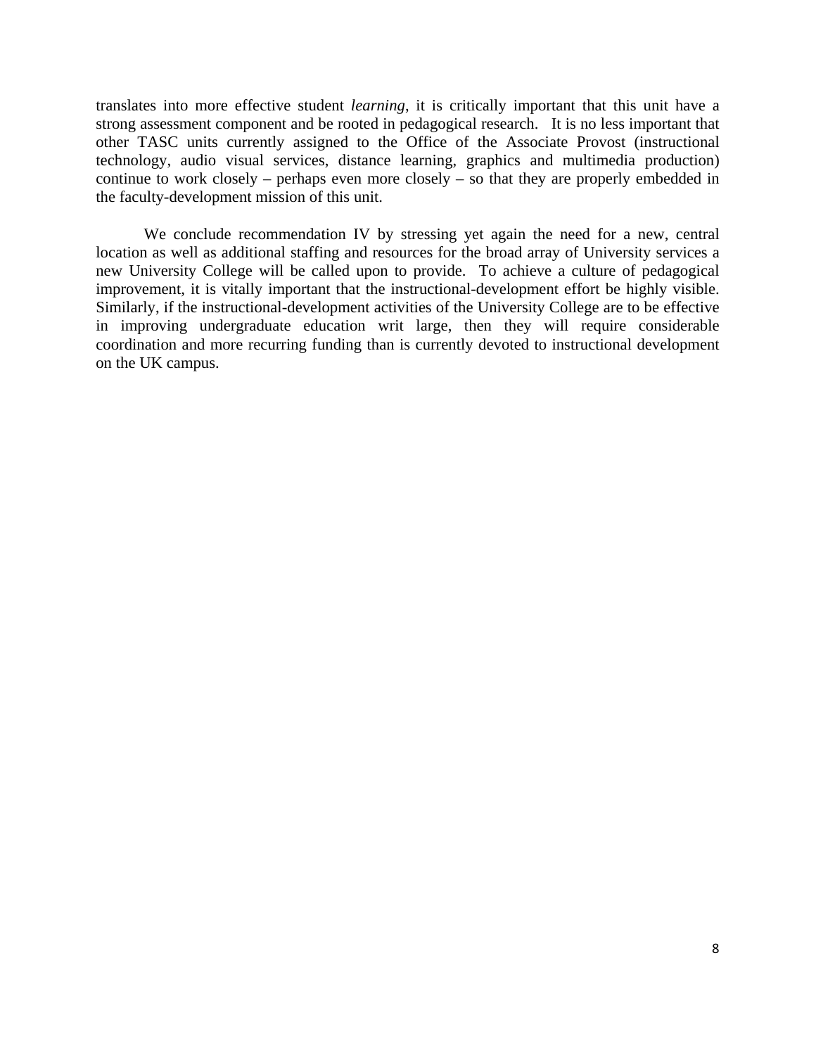translates into more effective student *learning*, it is critically important that this unit have a strong assessment component and be rooted in pedagogical research. It is no less important that other TASC units currently assigned to the Office of the Associate Provost (instructional technology, audio visual services, distance learning, graphics and multimedia production) continue to work closely – perhaps even more closely – so that they are properly embedded in the faculty-development mission of this unit.

We conclude recommendation IV by stressing yet again the need for a new, central location as well as additional staffing and resources for the broad array of University services a new University College will be called upon to provide. To achieve a culture of pedagogical improvement, it is vitally important that the instructional-development effort be highly visible. Similarly, if the instructional-development activities of the University College are to be effective in improving undergraduate education writ large, then they will require considerable coordination and more recurring funding than is currently devoted to instructional development on the UK campus.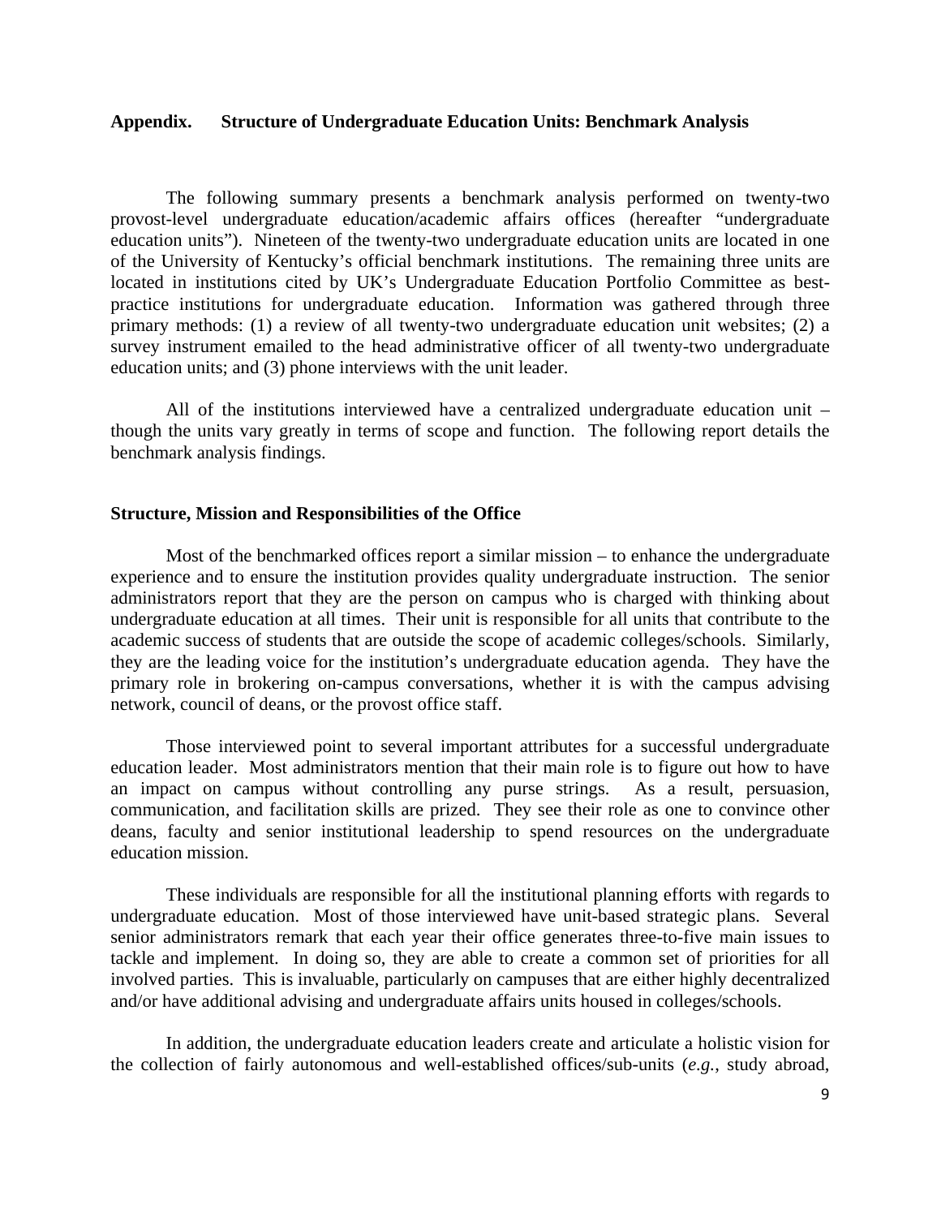## Appendix. Structure of Undergraduate Education Units: Benchmark Analysis

The following summary presents a benchmark analysis performed on twenty-two provost-level undergraduate education/academic affairs offices (hereafter "undergraduate education units"). Nineteen of the twenty-two undergraduate education units are located in one of the University of Kentucky's official benchmark institutions. The remaining three units are located in institutions cited by UK's Undergraduate Education Portfolio Committee as best-practice institutions for undergraduate education. Information was gathered through three primary methods: (1) a review of all twenty-two undergraduate education unit websites; (2) a survey instrument emailed to the head administrative officer of all twenty-two undergraduate education units; and (3) phone interviews with the unit leader.

All of the institutions interviewed have a centralized undergraduate education unit – though the units vary greatly in terms of scope and function. The following report details the benchmark analysis findings.

### Structure, Mission and Responsibilities of the Office

Most of the benchmarked offices report a similar mission – to enhance the undergraduate experience and to ensure the institution provides quality undergraduate instruction. The senior administrators report that they are the person on campus who is charged with thinking about undergraduate education at all times. Their unit is responsible for all units that contribute to the academic success of students that are outside the scope of academic colleges/schools. Similarly, they are the leading voice for the institution's undergraduate education agenda. They have the primary role in brokering on-campus conversations, whether it is with the campus advising network, council of deans, or the provost office staff.

Those interviewed point to several important attributes for a successful undergraduate education leader. Most administrators mention that their main role is to figure out how to have an impact on campus without controlling any purse strings. As a result, persuasion, communication, and facilitation skills are prized. They see their role as one to convince other deans, faculty and senior institutional leadership to spend resources on the undergraduate education mission.

These individuals are responsible for all the institutional planning efforts with regards to undergraduate education. Most of those interviewed have unit-based strategic plans. Several senior administrators remark that each year their office generates three-to-five main issues to tackle and implement. In doing so, they are able to create a common set of priorities for all involved parties. This is invaluable, particularly on campuses that are either highly decentralized and/or have additional advising and undergraduate affairs units housed in colleges/schools.

In addition, the undergraduate education leaders create and articulate a holistic vision for the collection of fairly autonomous and well-established offices/sub-units (*e.g.*, study abroad,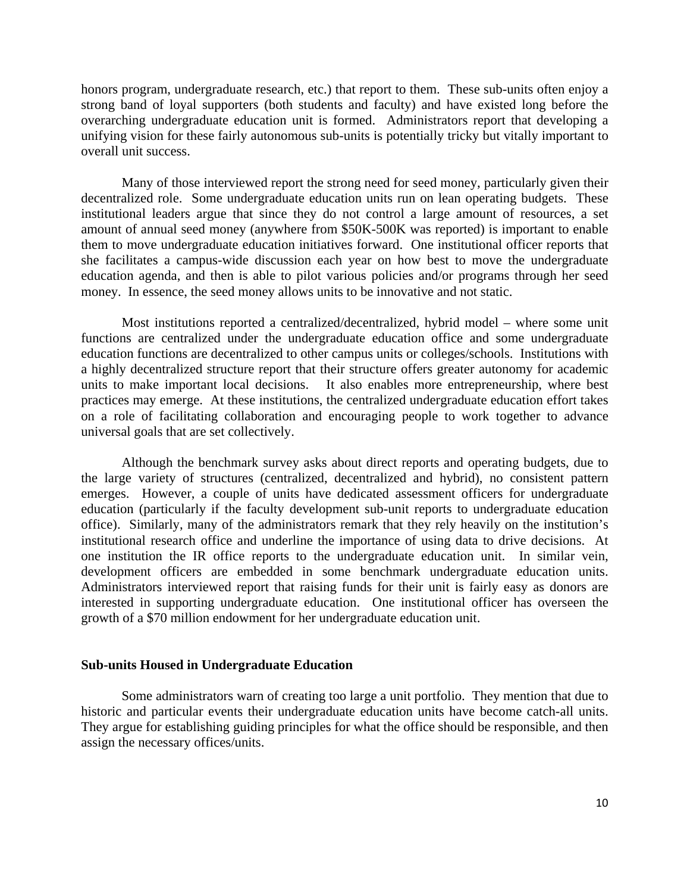honors program, undergraduate research, etc.) that report to them. These sub-units often enjoy a strong band of loyal supporters (both students and faculty) and have existed long before the overarching undergraduate education unit is formed. Administrators report that developing a unifying vision for these fairly autonomous sub-units is potentially tricky but vitally important to overall unit success.

Many of those interviewed report the strong need for seed money, particularly given their decentralized role. Some undergraduate education units run on lean operating budgets. These institutional leaders argue that since they do not control a large amount of resources, a set amount of annual seed money (anywhere from $50K-500K was reported) is important to enable them to move undergraduate education initiatives forward. One institutional officer reports that she facilitates a campus-wide discussion each year on how best to move the undergraduate education agenda, and then is able to pilot various policies and/or programs through her seed money. In essence, the seed money allows units to be innovative and not static.

Most institutions reported a centralized/decentralized, hybrid model – where some unit functions are centralized under the undergraduate education office and some undergraduate education functions are decentralized to other campus units or colleges/schools. Institutions with a highly decentralized structure report that their structure offers greater autonomy for academic units to make important local decisions. It also enables more entrepreneurship, where best practices may emerge. At these institutions, the centralized undergraduate education effort takes on a role of facilitating collaboration and encouraging people to work together to advance universal goals that are set collectively.

Although the benchmark survey asks about direct reports and operating budgets, due to the large variety of structures (centralized, decentralized and hybrid), no consistent pattern emerges. However, a couple of units have dedicated assessment officers for undergraduate education (particularly if the faculty development sub-unit reports to undergraduate education office). Similarly, many of the administrators remark that they rely heavily on the institution's institutional research office and underline the importance of using data to drive decisions. At one institution the IR office reports to the undergraduate education unit. In similar vein, development officers are embedded in some benchmark undergraduate education units. Administrators interviewed report that raising funds for their unit is fairly easy as donors are interested in supporting undergraduate education. One institutional officer has overseen the growth of a $70 million endowment for her undergraduate education unit.

### Sub-units Housed in Undergraduate Education

Some administrators warn of creating too large a unit portfolio. They mention that due to historic and particular events their undergraduate education units have become catch-all units. They argue for establishing guiding principles for what the office should be responsible, and then assign the necessary offices/units.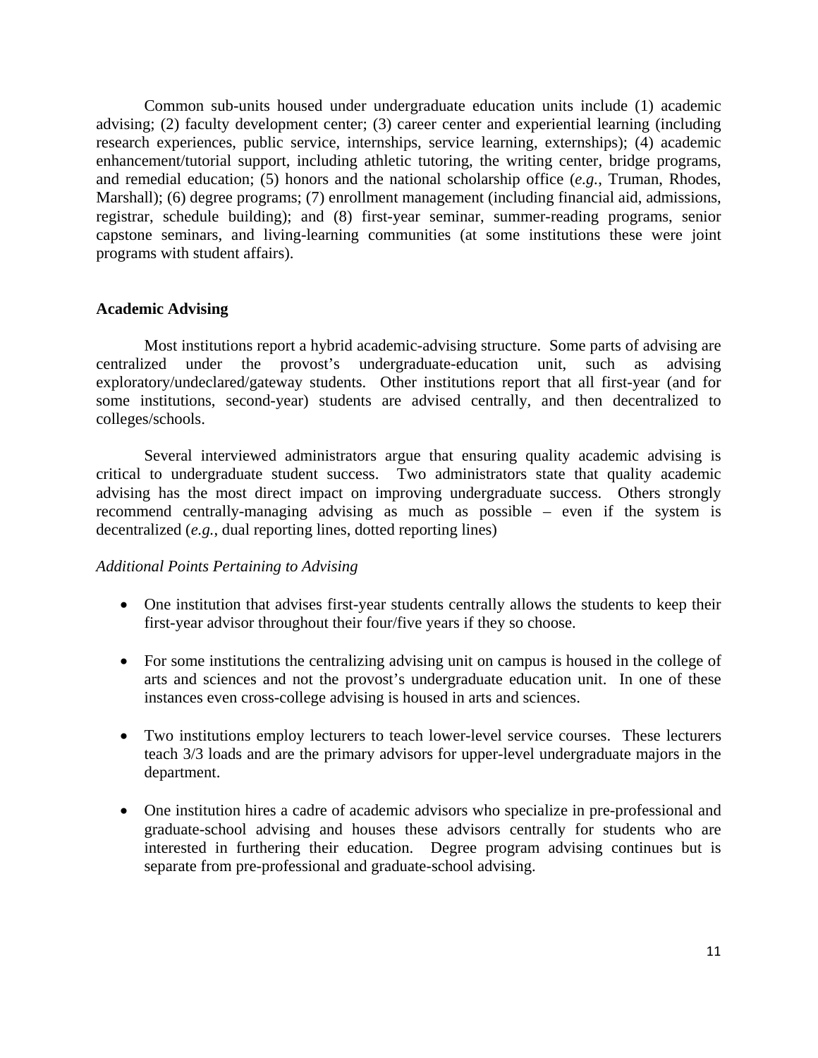Common sub-units housed under undergraduate education units include (1) academic advising; (2) faculty development center; (3) career center and experiential learning (including research experiences, public service, internships, service learning, externships); (4) academic enhancement/tutorial support, including athletic tutoring, the writing center, bridge programs, and remedial education; (5) honors and the national scholarship office (*e.g.*, Truman, Rhodes, Marshall); (6) degree programs; (7) enrollment management (including financial aid, admissions, registrar, schedule building); and (8) first-year seminar, summer-reading programs, senior capstone seminars, and living-learning communities (at some institutions these were joint programs with student affairs).

## Academic Advising

Most institutions report a hybrid academic-advising structure. Some parts of advising are centralized under the provost's undergraduate-education unit, such as advising exploratory/undeclared/gateway students. Other institutions report that all first-year (and for some institutions, second-year) students are advised centrally, and then decentralized to colleges/schools.

Several interviewed administrators argue that ensuring quality academic advising is critical to undergraduate student success. Two administrators state that quality academic advising has the most direct impact on improving undergraduate success. Others strongly recommend centrally-managing advising as much as possible – even if the system is decentralized (*e.g.*, dual reporting lines, dotted reporting lines)

*Additional Points Pertaining to Advising*

- One institution that advises first-year students centrally allows the students to keep their first-year advisor throughout their four/five years if they so choose.
- For some institutions the centralizing advising unit on campus is housed in the college of arts and sciences and not the provost's undergraduate education unit. In one of these instances even cross-college advising is housed in arts and sciences.
- Two institutions employ lecturers to teach lower-level service courses. These lecturers teach 3/3 loads and are the primary advisors for upper-level undergraduate majors in the department.
- One institution hires a cadre of academic advisors who specialize in pre-professional and graduate-school advising and houses these advisors centrally for students who are interested in furthering their education. Degree program advising continues but is separate from pre-professional and graduate-school advising.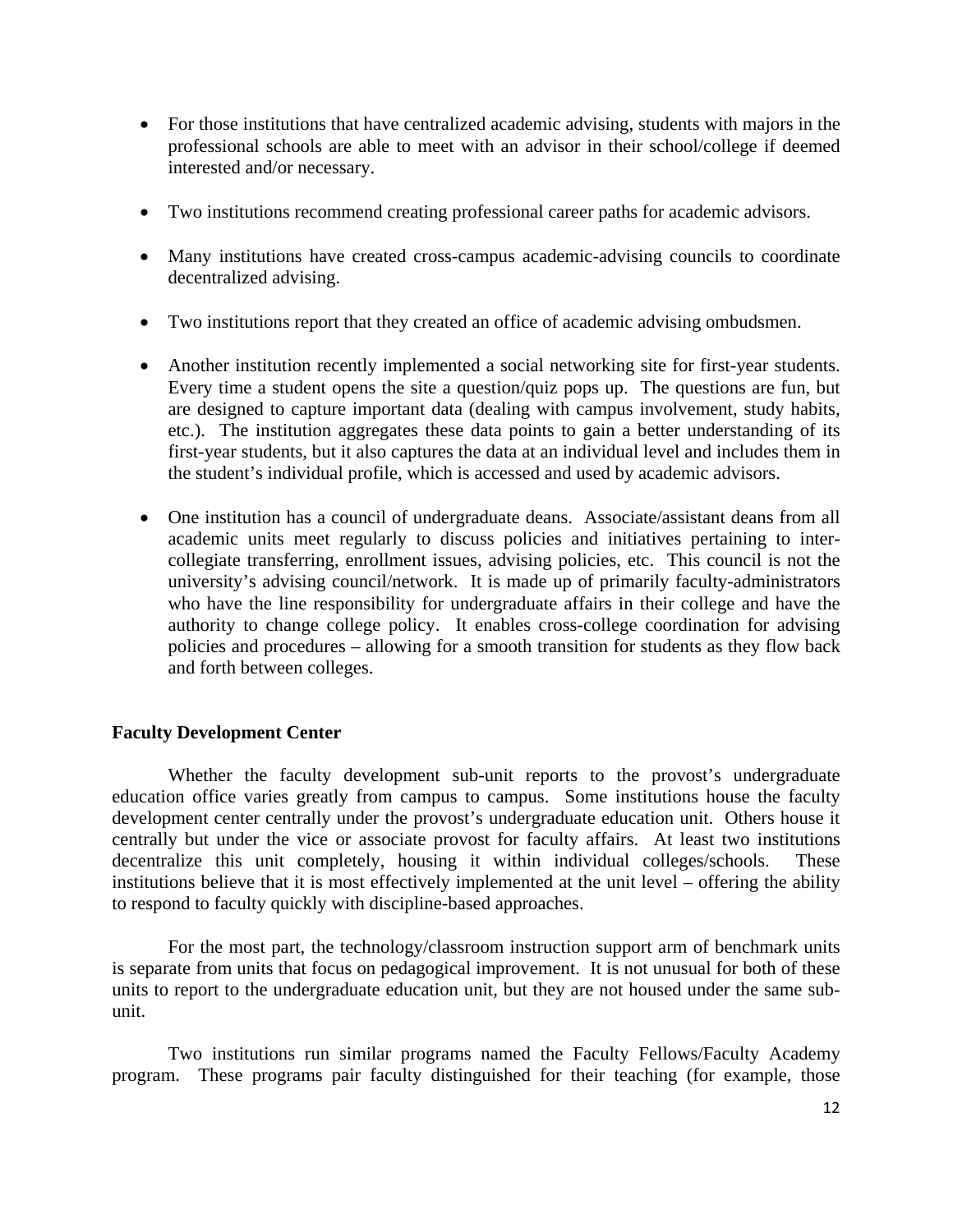- For those institutions that have centralized academic advising, students with majors in the professional schools are able to meet with an advisor in their school/college if deemed interested and/or necessary.

- Two institutions recommend creating professional career paths for academic advisors.

- Many institutions have created cross-campus academic-advising councils to coordinate decentralized advising.

- Two institutions report that they created an office of academic advising ombudsmen.

- Another institution recently implemented a social networking site for first-year students. Every time a student opens the site a question/quiz pops up. The questions are fun, but are designed to capture important data (dealing with campus involvement, study habits, etc.). The institution aggregates these data points to gain a better understanding of its first-year students, but it also captures the data at an individual level and includes them in the student's individual profile, which is accessed and used by academic advisors.

- One institution has a council of undergraduate deans. Associate/assistant deans from all academic units meet regularly to discuss policies and initiatives pertaining to inter-collegiate transferring, enrollment issues, advising policies, etc. This council is not the university's advising council/network. It is made up of primarily faculty-administrators who have the line responsibility for undergraduate affairs in their college and have the authority to change college policy. It enables cross-college coordination for advising policies and procedures – allowing for a smooth transition for students as they flow back and forth between colleges.

**Faculty Development Center**

Whether the faculty development sub-unit reports to the provost's undergraduate education office varies greatly from campus to campus. Some institutions house the faculty development center centrally under the provost's undergraduate education unit. Others house it centrally but under the vice or associate provost for faculty affairs. At least two institutions decentralize this unit completely, housing it within individual colleges/schools. These institutions believe that it is most effectively implemented at the unit level – offering the ability to respond to faculty quickly with discipline-based approaches.

For the most part, the technology/classroom instruction support arm of benchmark units is separate from units that focus on pedagogical improvement. It is not unusual for both of these units to report to the undergraduate education unit, but they are not housed under the same sub-unit.

Two institutions run similar programs named the Faculty Fellows/Faculty Academy program. These programs pair faculty distinguished for their teaching (for example, those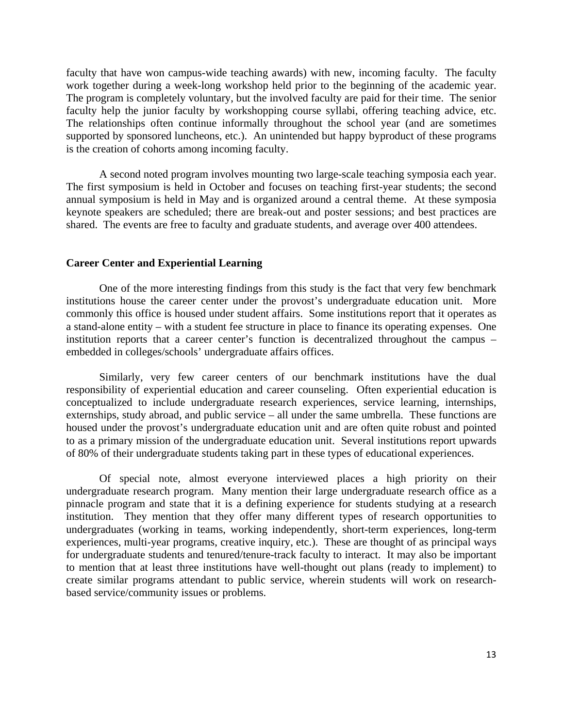faculty that have won campus-wide teaching awards) with new, incoming faculty. The faculty work together during a week-long workshop held prior to the beginning of the academic year. The program is completely voluntary, but the involved faculty are paid for their time. The senior faculty help the junior faculty by workshopping course syllabi, offering teaching advice, etc. The relationships often continue informally throughout the school year (and are sometimes supported by sponsored luncheons, etc.). An unintended but happy byproduct of these programs is the creation of cohorts among incoming faculty.

A second noted program involves mounting two large-scale teaching symposia each year. The first symposium is held in October and focuses on teaching first-year students; the second annual symposium is held in May and is organized around a central theme. At these symposia keynote speakers are scheduled; there are break-out and poster sessions; and best practices are shared. The events are free to faculty and graduate students, and average over 400 attendees.

**Career Center and Experiential Learning**

One of the more interesting findings from this study is the fact that very few benchmark institutions house the career center under the provost's undergraduate education unit. More commonly this office is housed under student affairs. Some institutions report that it operates as a stand-alone entity – with a student fee structure in place to finance its operating expenses. One institution reports that a career center's function is decentralized throughout the campus – embedded in colleges/schools' undergraduate affairs offices.

Similarly, very few career centers of our benchmark institutions have the dual responsibility of experiential education and career counseling. Often experiential education is conceptualized to include undergraduate research experiences, service learning, internships, externships, study abroad, and public service – all under the same umbrella. These functions are housed under the provost's undergraduate education unit and are often quite robust and pointed to as a primary mission of the undergraduate education unit. Several institutions report upwards of 80% of their undergraduate students taking part in these types of educational experiences.

Of special note, almost everyone interviewed places a high priority on their undergraduate research program. Many mention their large undergraduate research office as a pinnacle program and state that it is a defining experience for students studying at a research institution. They mention that they offer many different types of research opportunities to undergraduates (working in teams, working independently, short-term experiences, long-term experiences, multi-year programs, creative inquiry, etc.). These are thought of as principal ways for undergraduate students and tenured/tenure-track faculty to interact. It may also be important to mention that at least three institutions have well-thought out plans (ready to implement) to create similar programs attendant to public service, wherein students will work on research-based service/community issues or problems.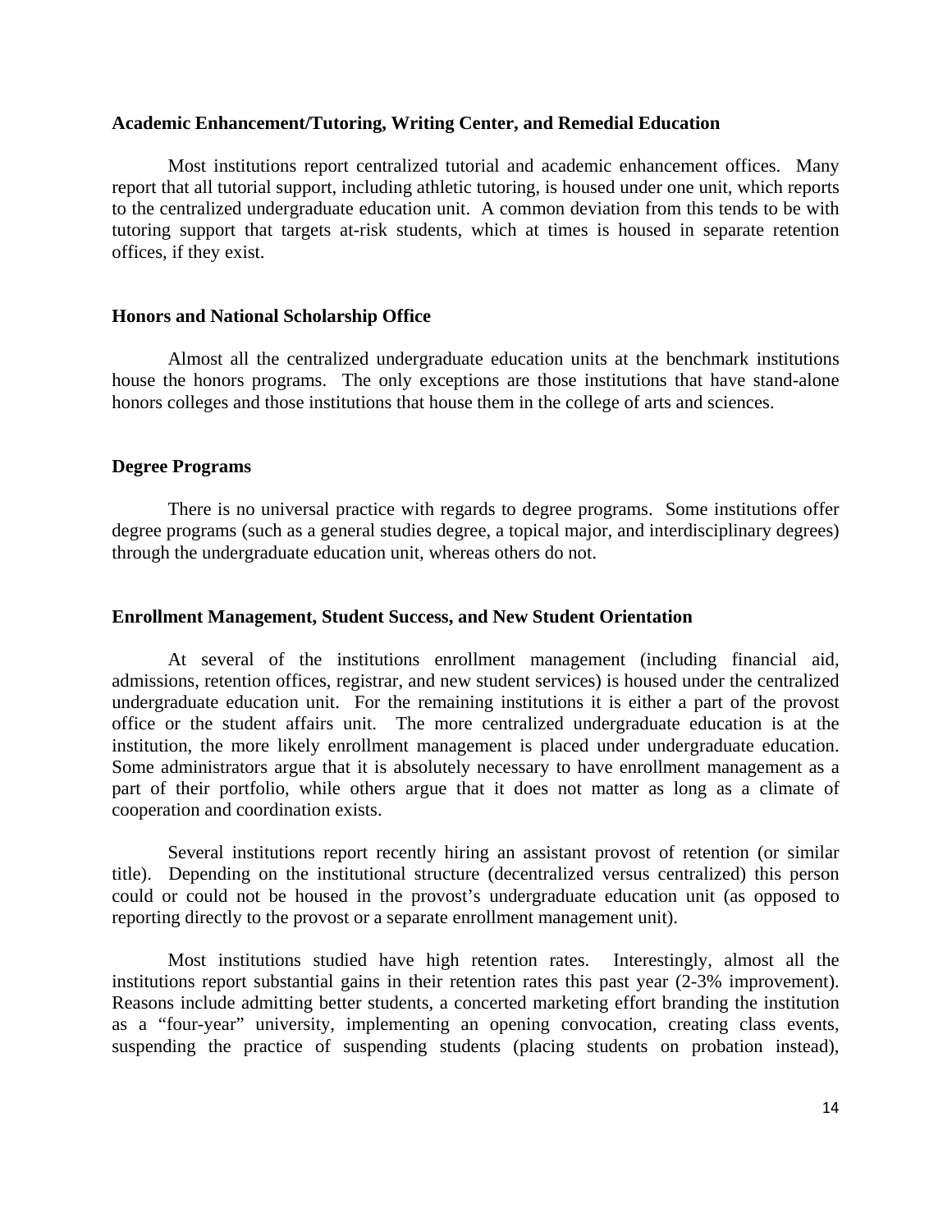**Academic Enhancement/Tutoring, Writing Center, and Remedial Education**

Most institutions report centralized tutorial and academic enhancement offices. Many report that all tutorial support, including athletic tutoring, is housed under one unit, which reports to the centralized undergraduate education unit. A common deviation from this tends to be with tutoring support that targets at-risk students, which at times is housed in separate retention offices, if they exist.

**Honors and National Scholarship Office**

Almost all the centralized undergraduate education units at the benchmark institutions house the honors programs. The only exceptions are those institutions that have stand-alone honors colleges and those institutions that house them in the college of arts and sciences.

**Degree Programs**

There is no universal practice with regards to degree programs. Some institutions offer degree programs (such as a general studies degree, a topical major, and interdisciplinary degrees) through the undergraduate education unit, whereas others do not.

**Enrollment Management, Student Success, and New Student Orientation**

At several of the institutions enrollment management (including financial aid, admissions, retention offices, registrar, and new student services) is housed under the centralized undergraduate education unit. For the remaining institutions it is either a part of the provost office or the student affairs unit. The more centralized undergraduate education is at the institution, the more likely enrollment management is placed under undergraduate education. Some administrators argue that it is absolutely necessary to have enrollment management as a part of their portfolio, while others argue that it does not matter as long as a climate of cooperation and coordination exists.

Several institutions report recently hiring an assistant provost of retention (or similar title). Depending on the institutional structure (decentralized versus centralized) this person could or could not be housed in the provost's undergraduate education unit (as opposed to reporting directly to the provost or a separate enrollment management unit).

Most institutions studied have high retention rates. Interestingly, almost all the institutions report substantial gains in their retention rates this past year (2-3% improvement). Reasons include admitting better students, a concerted marketing effort branding the institution as a "four-year" university, implementing an opening convocation, creating class events, suspending the practice of suspending students (placing students on probation instead),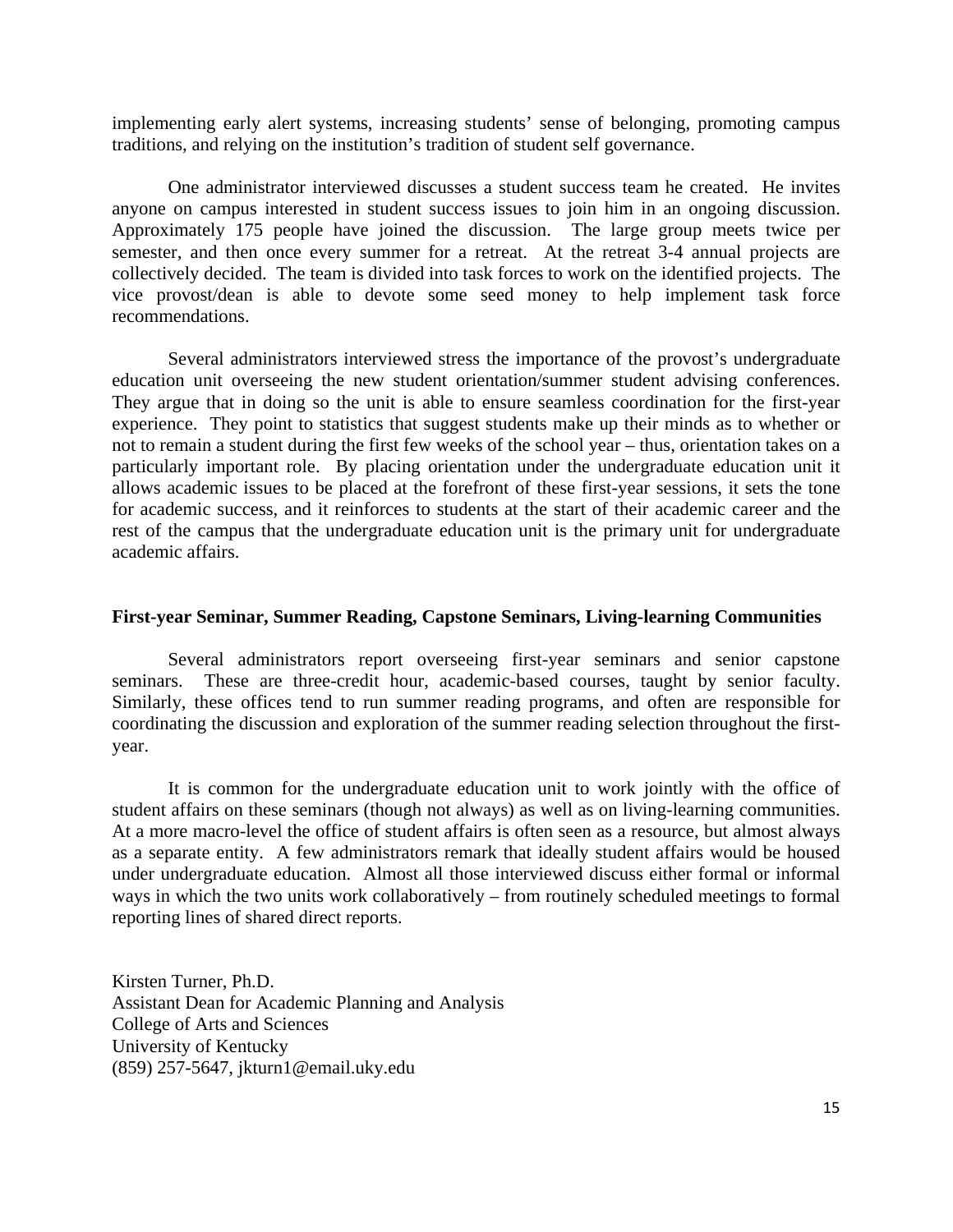implementing early alert systems, increasing students' sense of belonging, promoting campus traditions, and relying on the institution's tradition of student self governance.

One administrator interviewed discusses a student success team he created. He invites anyone on campus interested in student success issues to join him in an ongoing discussion. Approximately 175 people have joined the discussion. The large group meets twice per semester, and then once every summer for a retreat. At the retreat 3-4 annual projects are collectively decided. The team is divided into task forces to work on the identified projects. The vice provost/dean is able to devote some seed money to help implement task force recommendations.

Several administrators interviewed stress the importance of the provost's undergraduate education unit overseeing the new student orientation/summer student advising conferences. They argue that in doing so the unit is able to ensure seamless coordination for the first-year experience. They point to statistics that suggest students make up their minds as to whether or not to remain a student during the first few weeks of the school year – thus, orientation takes on a particularly important role. By placing orientation under the undergraduate education unit it allows academic issues to be placed at the forefront of these first-year sessions, it sets the tone for academic success, and it reinforces to students at the start of their academic career and the rest of the campus that the undergraduate education unit is the primary unit for undergraduate academic affairs.

**First-year Seminar, Summer Reading, Capstone Seminars, Living-learning Communities**

Several administrators report overseeing first-year seminars and senior capstone seminars. These are three-credit hour, academic-based courses, taught by senior faculty. Similarly, these offices tend to run summer reading programs, and often are responsible for coordinating the discussion and exploration of the summer reading selection throughout the first-year.

It is common for the undergraduate education unit to work jointly with the office of student affairs on these seminars (though not always) as well as on living-learning communities. At a more macro-level the office of student affairs is often seen as a resource, but almost always as a separate entity. A few administrators remark that ideally student affairs would be housed under undergraduate education. Almost all those interviewed discuss either formal or informal ways in which the two units work collaboratively – from routinely scheduled meetings to formal reporting lines of shared direct reports.

Kirsten Turner, Ph.D.
Assistant Dean for Academic Planning and Analysis
College of Arts and Sciences
University of Kentucky
(859) 257-5647, jkturn1@email.uky.edu